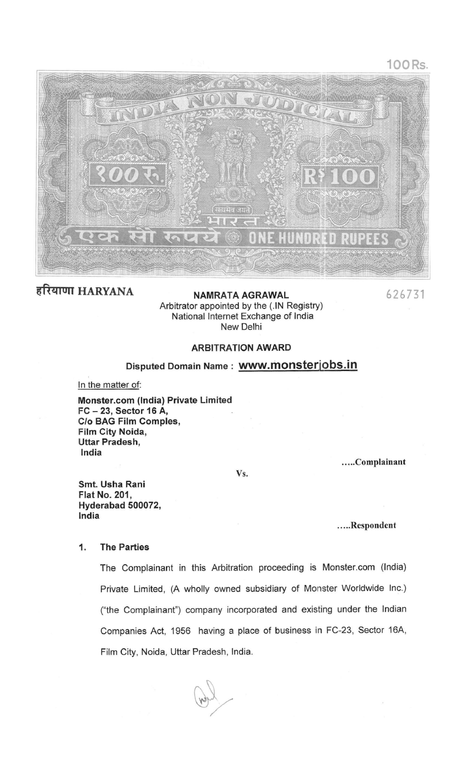100Rs.

INDIA NON JUDICIAL

१०० रु. Rs 100

सत्यमेव जयते

भारत

एक सौ रुपये ONE HUNDRED RUPEES

हरियाणा HARYANA

626731

**NAMRATA AGRAWAL**
Arbitrator appointed by the (.IN Registry)
National Internet Exchange of India
New Delhi

**ARBITRATION AWARD**

**Disputed Domain Name : www.monsterjobs.in**

In the matter of:

**Monster.com (India) Private Limited**
**FC – 23, Sector 16 A,**
**C/o BAG Film Comples,**
**Film City Noida,**
**Uttar Pradesh,**
**India**

.....**Complainant**

**Vs.**

**Smt. Usha Rani**
**Flat No. 201,**
**Hyderabad 500072,**
**India**

.....**Respondent**

## 1. The Parties

The Complainant in this Arbitration proceeding is Monster.com (India) Private Limited, (A wholly owned subsidiary of Monster Worldwide Inc.) ("the Complainant") company incorporated and existing under the Indian Companies Act, 1956 having a place of business in FC-23, Sector 16A, Film City, Noida, Uttar Pradesh, India.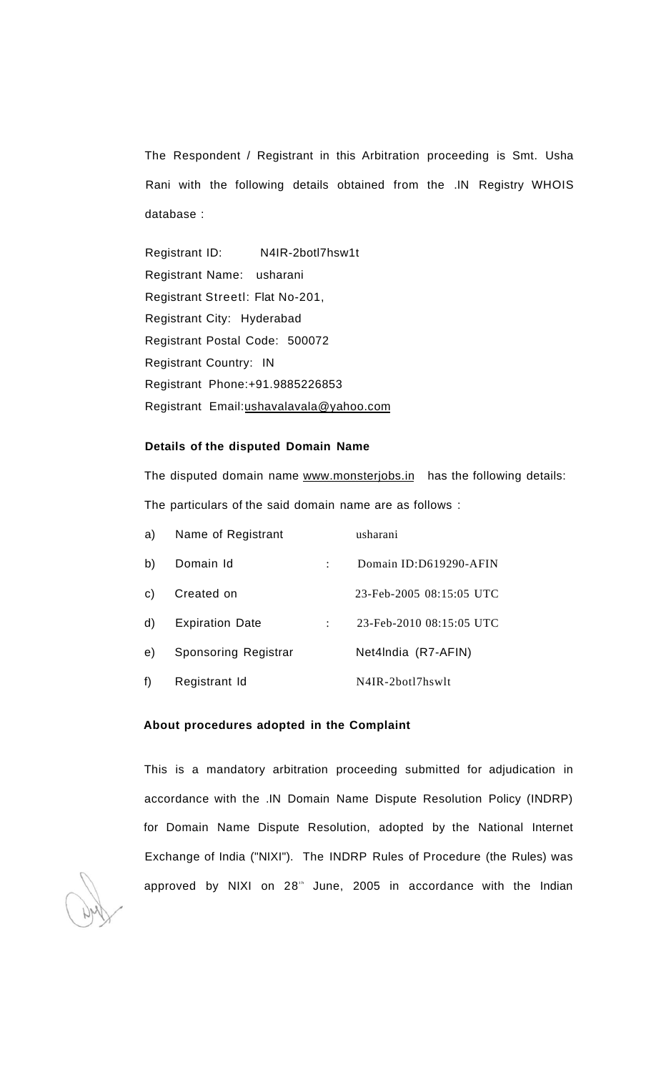The Respondent / Registrant in this Arbitration proceeding is Smt. Usha Rani with the following details obtained from the .IN Registry WHOIS database :

Registrant ID: N4IR-2botl7hsw1t
Registrant Name: usharani
Registrant Streetl: Flat No-201,
Registrant City: Hyderabad
Registrant Postal Code: 500072
Registrant Country: IN
Registrant Phone:+91.9885226853
Registrant Email:ushavalavala@yahoo.com

**Details of the disputed Domain Name**

The disputed domain name www.monsterjobs.in has the following details:

The particulars of the said domain name are as follows :

| | | | |
|---|---|---|---|
| a) | Name of Registrant | | usharani |
| b) | Domain Id | : | Domain ID:D619290-AFIN |
| c) | Created on | | 23-Feb-2005 08:15:05 UTC |
| d) | Expiration Date | : | 23-Feb-2010 08:15:05 UTC |
| e) | Sponsoring Registrar | | Net4lndia (R7-AFIN) |
| f) | Registrant Id | | N4IR-2botl7hswlt |

**About procedures adopted in the Complaint**

This is a mandatory arbitration proceeding submitted for adjudication in accordance with the .IN Domain Name Dispute Resolution Policy (INDRP) for Domain Name Dispute Resolution, adopted by the National Internet Exchange of India ("NIXI"). The INDRP Rules of Procedure (the Rules) was approved by NIXI on 28th June, 2005 in accordance with the Indian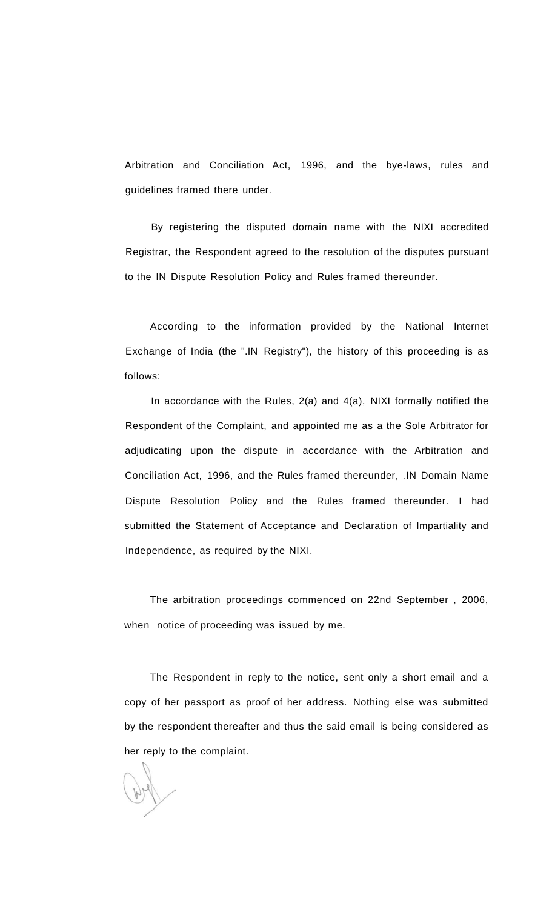Arbitration and Conciliation Act, 1996, and the bye-laws, rules and guidelines framed there under.

By registering the disputed domain name with the NIXI accredited Registrar, the Respondent agreed to the resolution of the disputes pursuant to the IN Dispute Resolution Policy and Rules framed thereunder.

According to the information provided by the National Internet Exchange of India (the ".IN Registry"), the history of this proceeding is as follows:

In accordance with the Rules, 2(a) and 4(a), NIXI formally notified the Respondent of the Complaint, and appointed me as a the Sole Arbitrator for adjudicating upon the dispute in accordance with the Arbitration and Conciliation Act, 1996, and the Rules framed thereunder, .IN Domain Name Dispute Resolution Policy and the Rules framed thereunder. I had submitted the Statement of Acceptance and Declaration of Impartiality and Independence, as required by the NIXI.

The arbitration proceedings commenced on 22nd September , 2006, when notice of proceeding was issued by me.

The Respondent in reply to the notice, sent only a short email and a copy of her passport as proof of her address. Nothing else was submitted by the respondent thereafter and thus the said email is being considered as her reply to the complaint.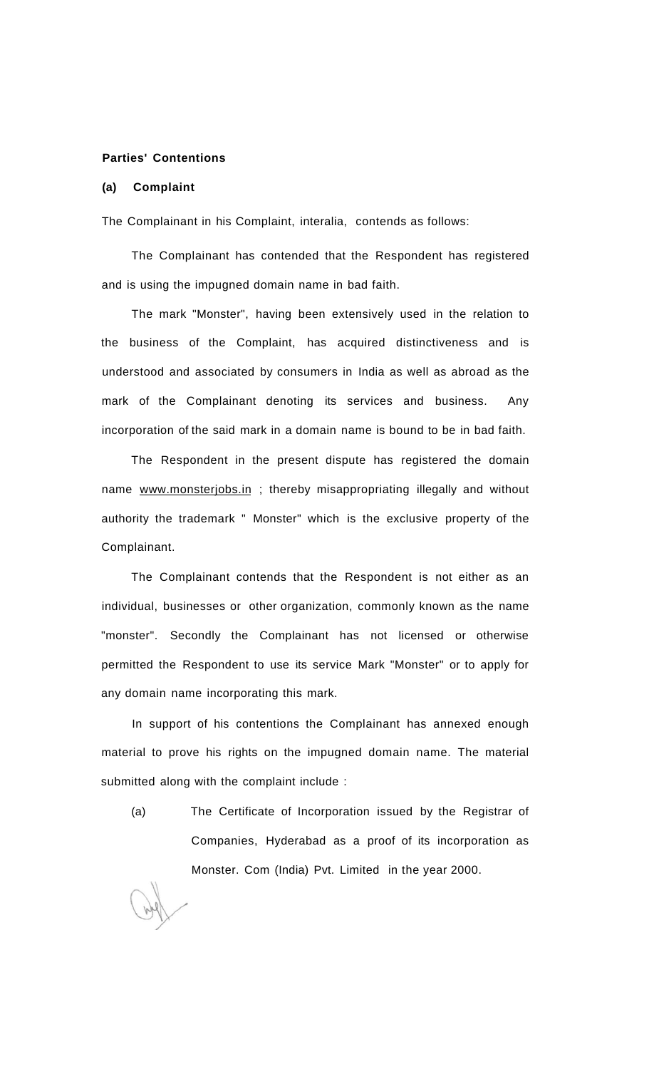**Parties' Contentions**

**(a) Complaint**

The Complainant in his Complaint, interalia, contends as follows:

The Complainant has contended that the Respondent has registered and is using the impugned domain name in bad faith.

The mark "Monster", having been extensively used in the relation to the business of the Complaint, has acquired distinctiveness and is understood and associated by consumers in India as well as abroad as the mark of the Complainant denoting its services and business. Any incorporation of the said mark in a domain name is bound to be in bad faith.

The Respondent in the present dispute has registered the domain name www.monsterjobs.in ; thereby misappropriating illegally and without authority the trademark " Monster" which is the exclusive property of the Complainant.

The Complainant contends that the Respondent is not either as an individual, businesses or other organization, commonly known as the name "monster". Secondly the Complainant has not licensed or otherwise permitted the Respondent to use its service Mark "Monster" or to apply for any domain name incorporating this mark.

In support of his contentions the Complainant has annexed enough material to prove his rights on the impugned domain name. The material submitted along with the complaint include :

(a) The Certificate of Incorporation issued by the Registrar of Companies, Hyderabad as a proof of its incorporation as Monster. Com (India) Pvt. Limited in the year 2000.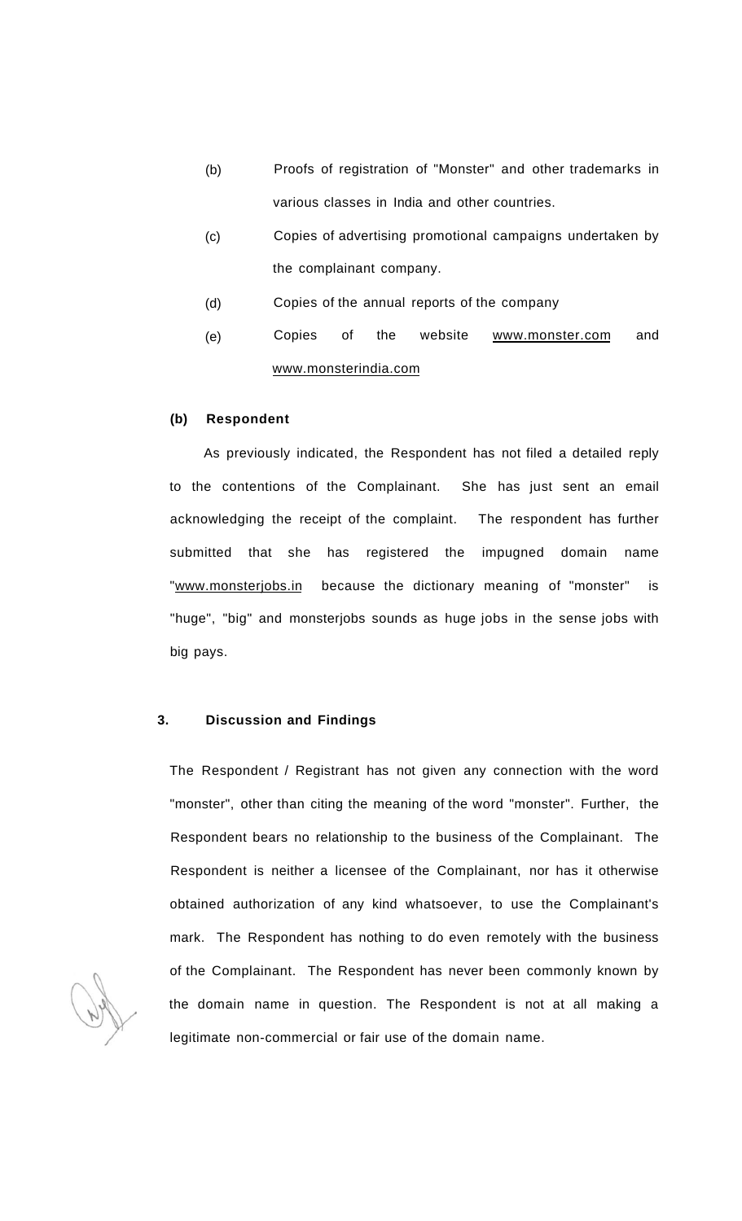(b) Proofs of registration of "Monster" and other trademarks in various classes in India and other countries.

(c) Copies of advertising promotional campaigns undertaken by the complainant company.

(d) Copies of the annual reports of the company

(e) Copies of the website www.monster.com and www.monsterindia.com

**(b) Respondent**

As previously indicated, the Respondent has not filed a detailed reply to the contentions of the Complainant. She has just sent an email acknowledging the receipt of the complaint. The respondent has further submitted that she has registered the impugned domain name "www.monsterjobs.in because the dictionary meaning of "monster" is "huge", "big" and monsterjobs sounds as huge jobs in the sense jobs with big pays.

**3. Discussion and Findings**

The Respondent / Registrant has not given any connection with the word "monster", other than citing the meaning of the word "monster". Further, the Respondent bears no relationship to the business of the Complainant. The Respondent is neither a licensee of the Complainant, nor has it otherwise obtained authorization of any kind whatsoever, to use the Complainant's mark. The Respondent has nothing to do even remotely with the business of the Complainant. The Respondent has never been commonly known by the domain name in question. The Respondent is not at all making a legitimate non-commercial or fair use of the domain name.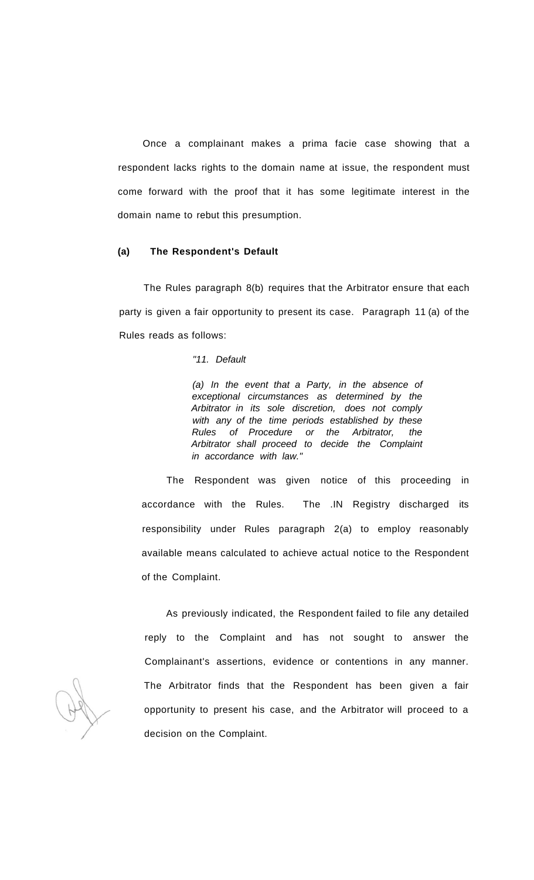Once a complainant makes a prima facie case showing that a respondent lacks rights to the domain name at issue, the respondent must come forward with the proof that it has some legitimate interest in the domain name to rebut this presumption.

**(a) The Respondent's Default**

The Rules paragraph 8(b) requires that the Arbitrator ensure that each party is given a fair opportunity to present its case. Paragraph 11 (a) of the Rules reads as follows:

> *"11. Default*
>
> *(a) In the event that a Party, in the absence of exceptional circumstances as determined by the Arbitrator in its sole discretion, does not comply with any of the time periods established by these Rules of Procedure or the Arbitrator, the Arbitrator shall proceed to decide the Complaint in accordance with law."*

The Respondent was given notice of this proceeding in accordance with the Rules. The .IN Registry discharged its responsibility under Rules paragraph 2(a) to employ reasonably available means calculated to achieve actual notice to the Respondent of the Complaint.

As previously indicated, the Respondent failed to file any detailed reply to the Complaint and has not sought to answer the Complainant's assertions, evidence or contentions in any manner. The Arbitrator finds that the Respondent has been given a fair opportunity to present his case, and the Arbitrator will proceed to a decision on the Complaint.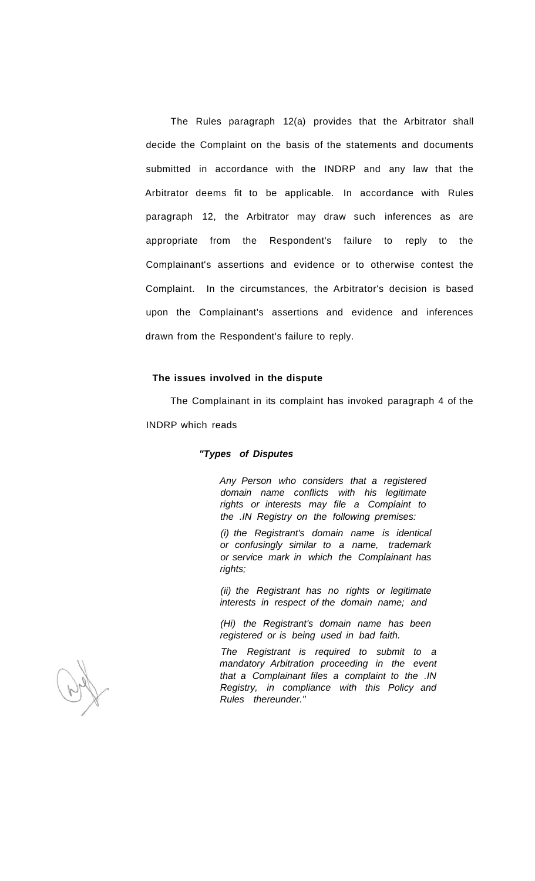The Rules paragraph 12(a) provides that the Arbitrator shall decide the Complaint on the basis of the statements and documents submitted in accordance with the INDRP and any law that the Arbitrator deems fit to be applicable. In accordance with Rules paragraph 12, the Arbitrator may draw such inferences as are appropriate from the Respondent's failure to reply to the Complainant's assertions and evidence or to otherwise contest the Complaint. In the circumstances, the Arbitrator's decision is based upon the Complainant's assertions and evidence and inferences drawn from the Respondent's failure to reply.

**The issues involved in the dispute**

The Complainant in its complaint has invoked paragraph 4 of the INDRP which reads

> ***"Types of Disputes***
>
> *Any Person who considers that a registered domain name conflicts with his legitimate rights or interests may file a Complaint to the .IN Registry on the following premises:*
>
> *(i) the Registrant's domain name is identical or confusingly similar to a name, trademark or service mark in which the Complainant has rights;*
>
> *(ii) the Registrant has no rights or legitimate interests in respect of the domain name; and*
>
> *(Hi) the Registrant's domain name has been registered or is being used in bad faith.*
>
> *The Registrant is required to submit to a mandatory Arbitration proceeding in the event that a Complainant files a complaint to the .IN Registry, in compliance with this Policy and Rules thereunder."*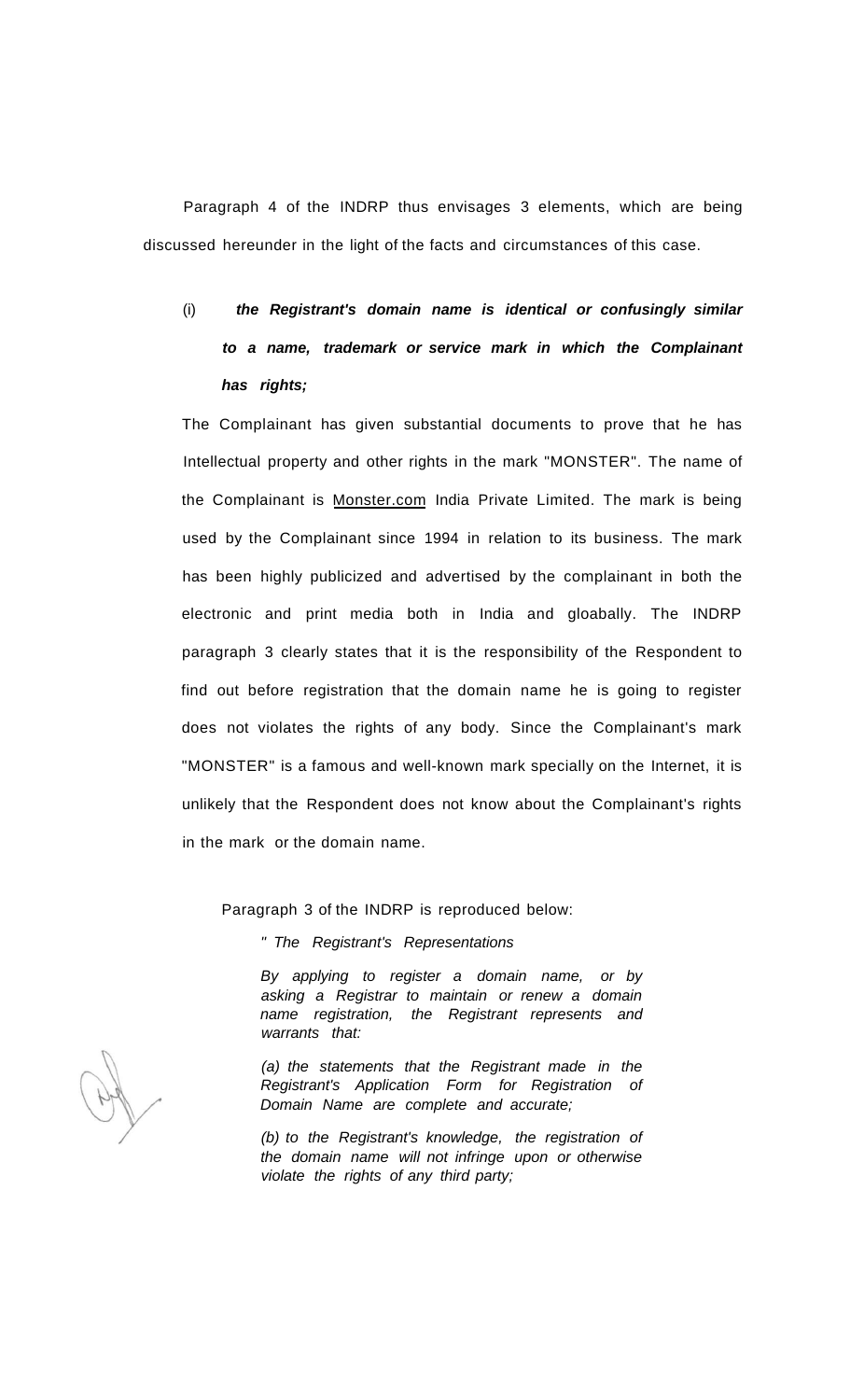Paragraph 4 of the INDRP thus envisages 3 elements, which are being discussed hereunder in the light of the facts and circumstances of this case.

(i) ***the Registrant's domain name is identical or confusingly similar to a name, trademark or service mark in which the Complainant has rights;***

The Complainant has given substantial documents to prove that he has Intellectual property and other rights in the mark "MONSTER". The name of the Complainant is Monster.com India Private Limited. The mark is being used by the Complainant since 1994 in relation to its business. The mark has been highly publicized and advertised by the complainant in both the electronic and print media both in India and gloabally. The INDRP paragraph 3 clearly states that it is the responsibility of the Respondent to find out before registration that the domain name he is going to register does not violates the rights of any body. Since the Complainant's mark "MONSTER" is a famous and well-known mark specially on the Internet, it is unlikely that the Respondent does not know about the Complainant's rights in the mark or the domain name.

Paragraph 3 of the INDRP is reproduced below:

*" The Registrant's Representations*

*By applying to register a domain name, or by asking a Registrar to maintain or renew a domain name registration, the Registrant represents and warrants that:*

*(a) the statements that the Registrant made in the Registrant's Application Form for Registration of Domain Name are complete and accurate;*

*(b) to the Registrant's knowledge, the registration of the domain name will not infringe upon or otherwise violate the rights of any third party;*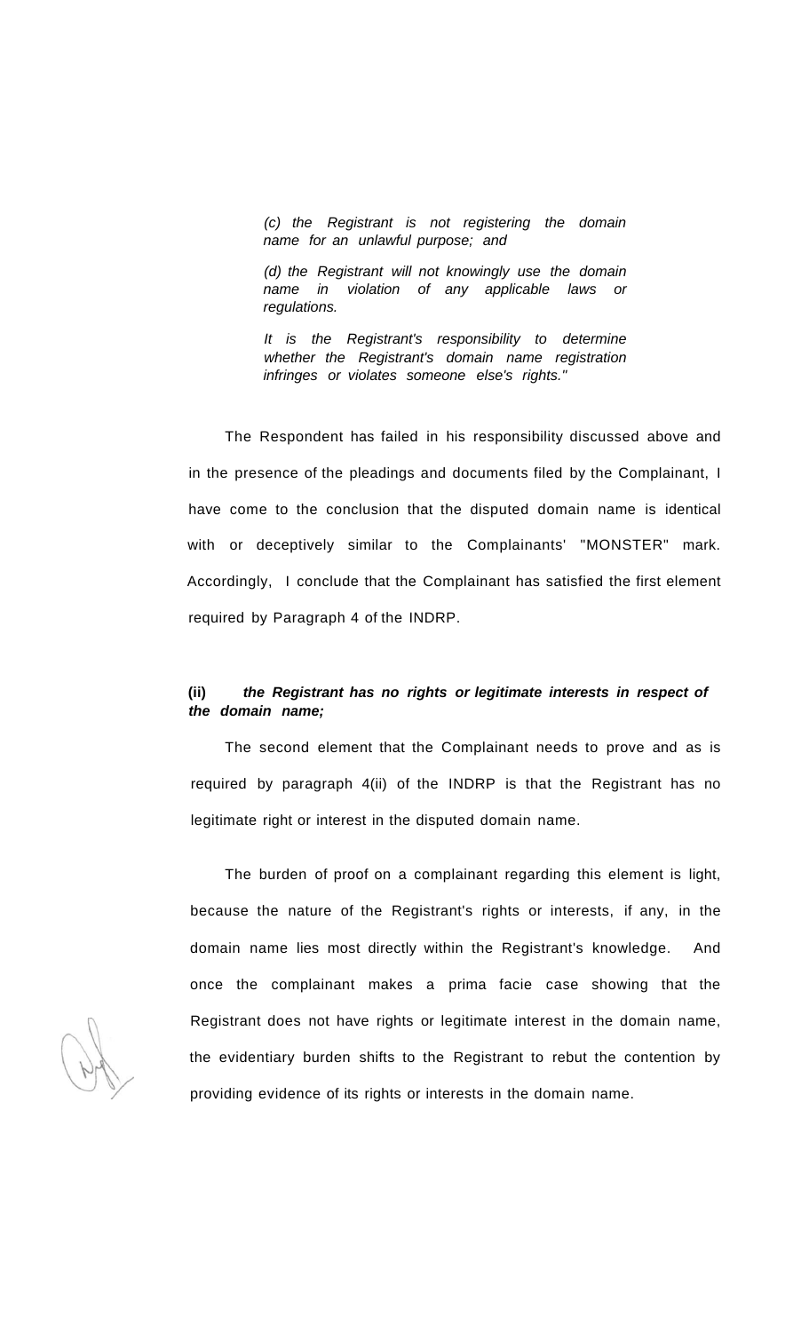> *(c) the Registrant is not registering the domain name for an unlawful purpose; and*
>
> *(d) the Registrant will not knowingly use the domain name in violation of any applicable laws or regulations.*
>
> *It is the Registrant's responsibility to determine whether the Registrant's domain name registration infringes or violates someone else's rights."*

The Respondent has failed in his responsibility discussed above and in the presence of the pleadings and documents filed by the Complainant, I have come to the conclusion that the disputed domain name is identical with or deceptively similar to the Complainants' "MONSTER" mark. Accordingly, I conclude that the Complainant has satisfied the first element required by Paragraph 4 of the INDRP.

**(ii)** ***the Registrant has no rights or legitimate interests in respect of the domain name;***

The second element that the Complainant needs to prove and as is required by paragraph 4(ii) of the INDRP is that the Registrant has no legitimate right or interest in the disputed domain name.

The burden of proof on a complainant regarding this element is light, because the nature of the Registrant's rights or interests, if any, in the domain name lies most directly within the Registrant's knowledge. And once the complainant makes a prima facie case showing that the Registrant does not have rights or legitimate interest in the domain name, the evidentiary burden shifts to the Registrant to rebut the contention by providing evidence of its rights or interests in the domain name.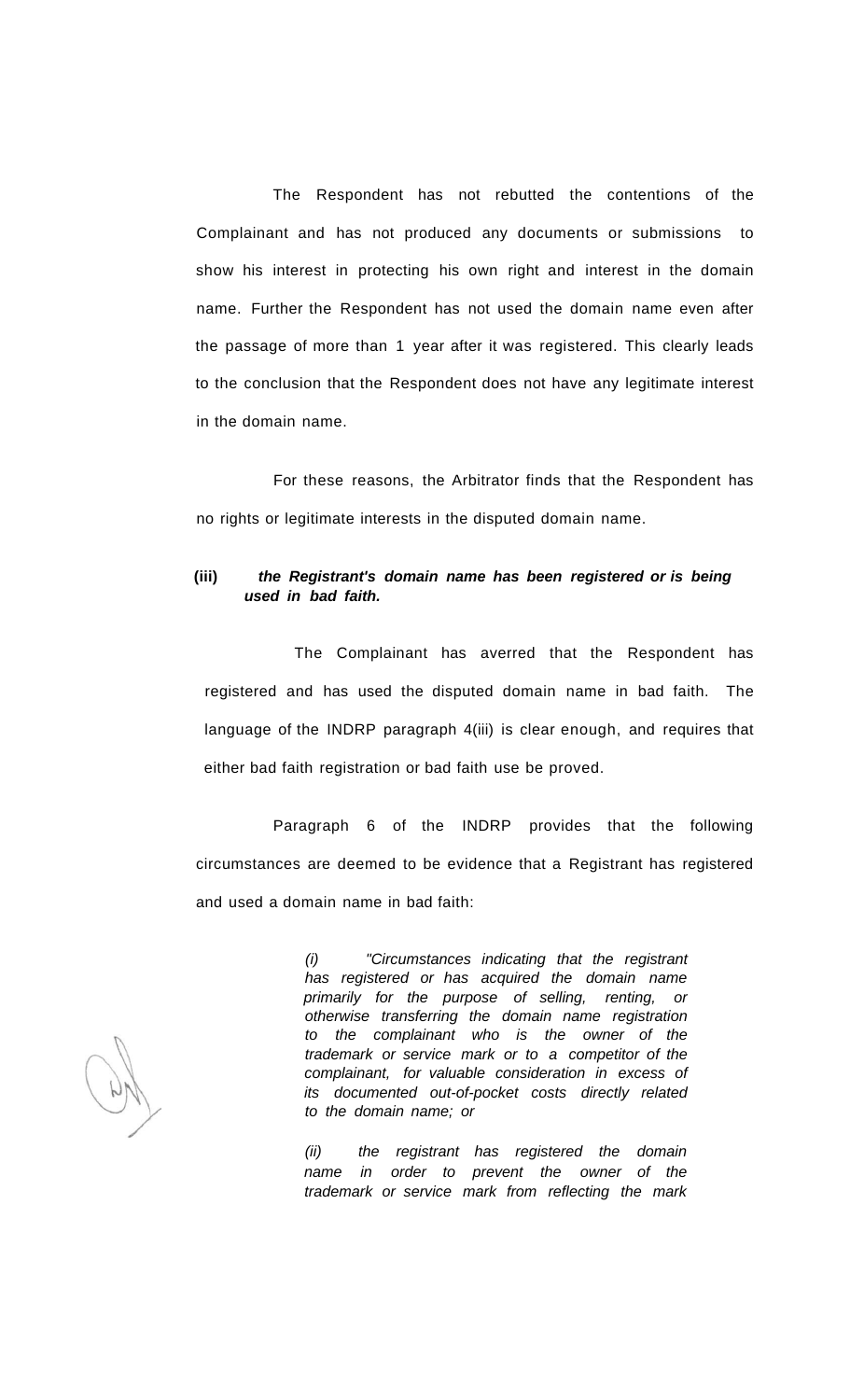The Respondent has not rebutted the contentions of the Complainant and has not produced any documents or submissions to show his interest in protecting his own right and interest in the domain name. Further the Respondent has not used the domain name even after the passage of more than 1 year after it was registered. This clearly leads to the conclusion that the Respondent does not have any legitimate interest in the domain name.

For these reasons, the Arbitrator finds that the Respondent has no rights or legitimate interests in the disputed domain name.

**(iii)** ***the Registrant's domain name has been registered or is being used in bad faith.***

The Complainant has averred that the Respondent has registered and has used the disputed domain name in bad faith. The language of the INDRP paragraph 4(iii) is clear enough, and requires that either bad faith registration or bad faith use be proved.

Paragraph 6 of the INDRP provides that the following circumstances are deemed to be evidence that a Registrant has registered and used a domain name in bad faith:

> *(i) "Circumstances indicating that the registrant has registered or has acquired the domain name primarily for the purpose of selling, renting, or otherwise transferring the domain name registration to the complainant who is the owner of the trademark or service mark or to a competitor of the complainant, for valuable consideration in excess of its documented out-of-pocket costs directly related to the domain name; or*
>
> *(ii) the registrant has registered the domain name in order to prevent the owner of the trademark or service mark from reflecting the mark*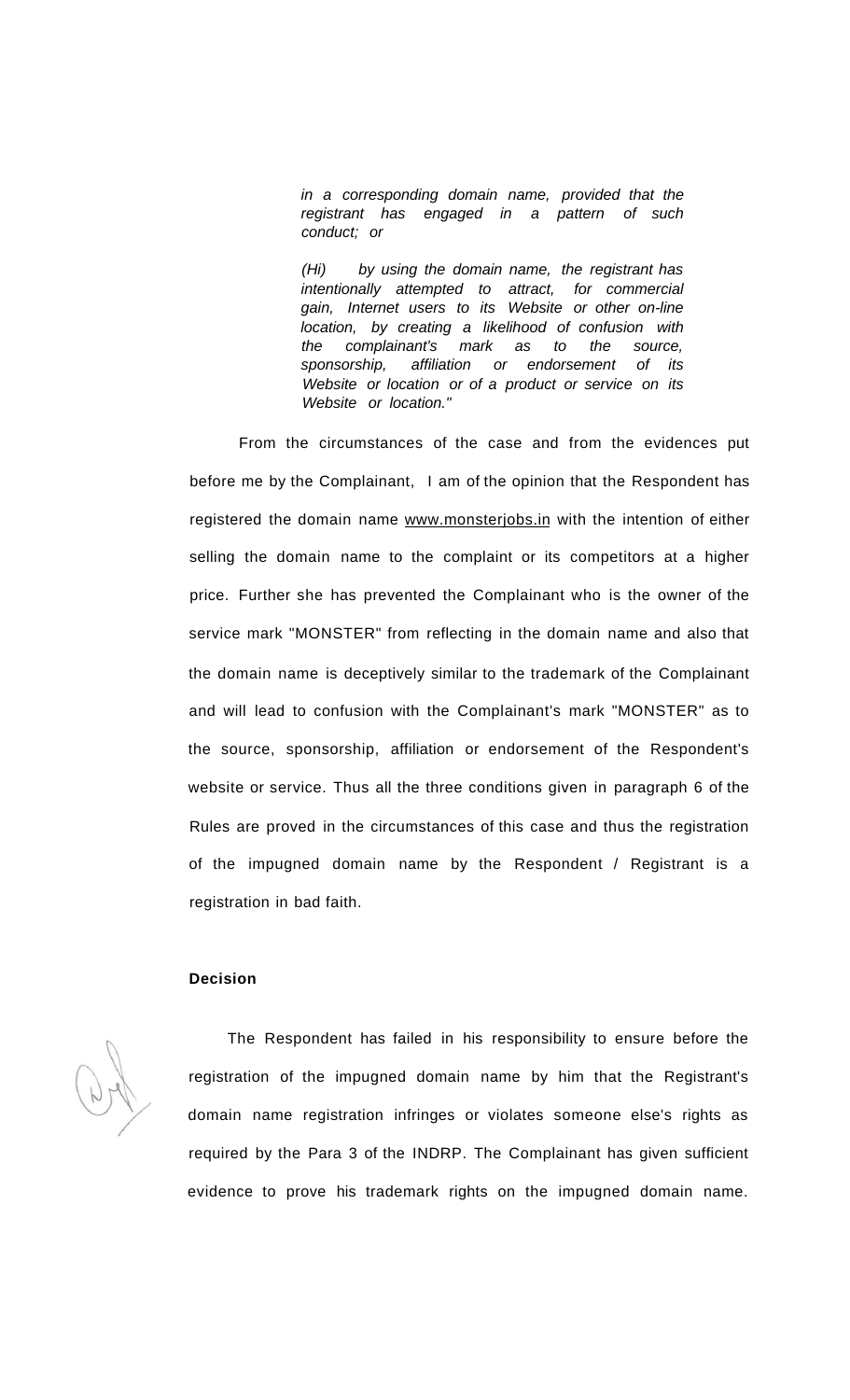*in a corresponding domain name, provided that the registrant has engaged in a pattern of such conduct; or*

*(Hi) by using the domain name, the registrant has intentionally attempted to attract, for commercial gain, Internet users to its Website or other on-line location, by creating a likelihood of confusion with the complainant's mark as to the source, sponsorship, affiliation or endorsement of its Website or location or of a product or service on its Website or location."*

From the circumstances of the case and from the evidences put before me by the Complainant, I am of the opinion that the Respondent has registered the domain name www.monsterjobs.in with the intention of either selling the domain name to the complaint or its competitors at a higher price. Further she has prevented the Complainant who is the owner of the service mark "MONSTER" from reflecting in the domain name and also that the domain name is deceptively similar to the trademark of the Complainant and will lead to confusion with the Complainant's mark "MONSTER" as to the source, sponsorship, affiliation or endorsement of the Respondent's website or service. Thus all the three conditions given in paragraph 6 of the Rules are proved in the circumstances of this case and thus the registration of the impugned domain name by the Respondent / Registrant is a registration in bad faith.

**Decision**

The Respondent has failed in his responsibility to ensure before the registration of the impugned domain name by him that the Registrant's domain name registration infringes or violates someone else's rights as required by the Para 3 of the INDRP. The Complainant has given sufficient evidence to prove his trademark rights on the impugned domain name.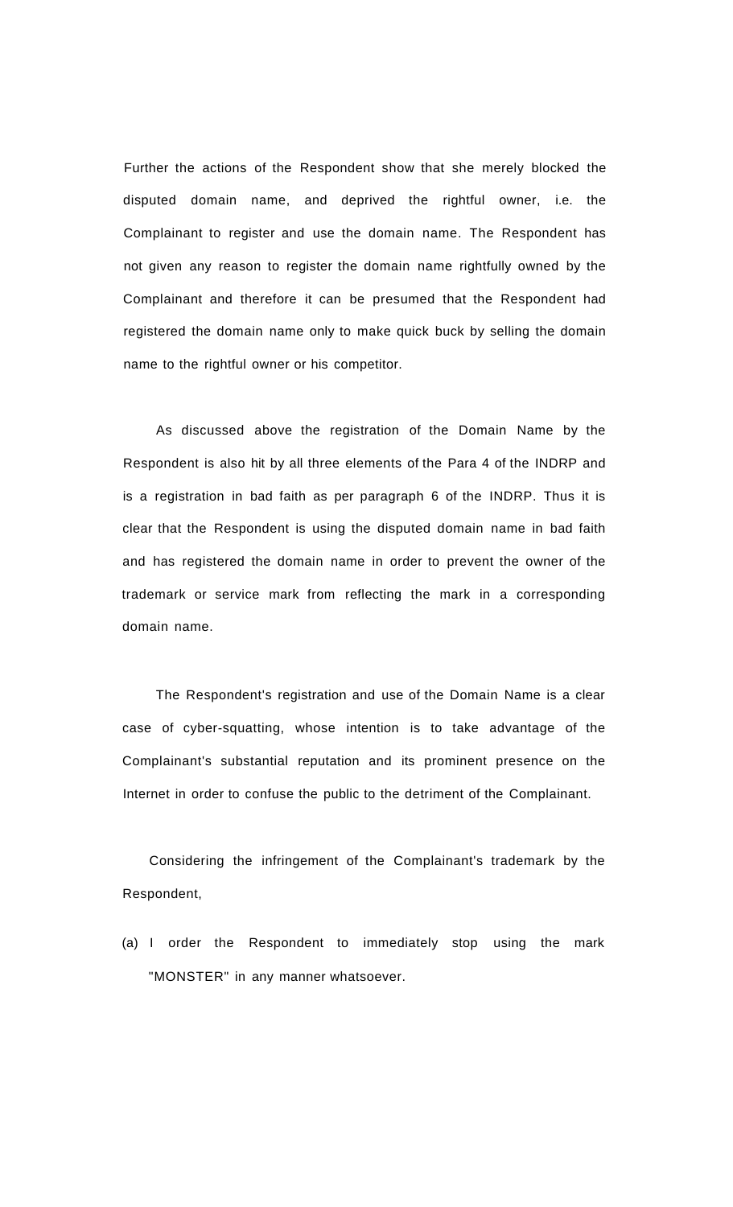Further the actions of the Respondent show that she merely blocked the disputed domain name, and deprived the rightful owner, i.e. the Complainant to register and use the domain name. The Respondent has not given any reason to register the domain name rightfully owned by the Complainant and therefore it can be presumed that the Respondent had registered the domain name only to make quick buck by selling the domain name to the rightful owner or his competitor.

As discussed above the registration of the Domain Name by the Respondent is also hit by all three elements of the Para 4 of the INDRP and is a registration in bad faith as per paragraph 6 of the INDRP. Thus it is clear that the Respondent is using the disputed domain name in bad faith and has registered the domain name in order to prevent the owner of the trademark or service mark from reflecting the mark in a corresponding domain name.

The Respondent's registration and use of the Domain Name is a clear case of cyber-squatting, whose intention is to take advantage of the Complainant's substantial reputation and its prominent presence on the Internet in order to confuse the public to the detriment of the Complainant.

Considering the infringement of the Complainant's trademark by the Respondent,

(a) I order the Respondent to immediately stop using the mark "MONSTER" in any manner whatsoever.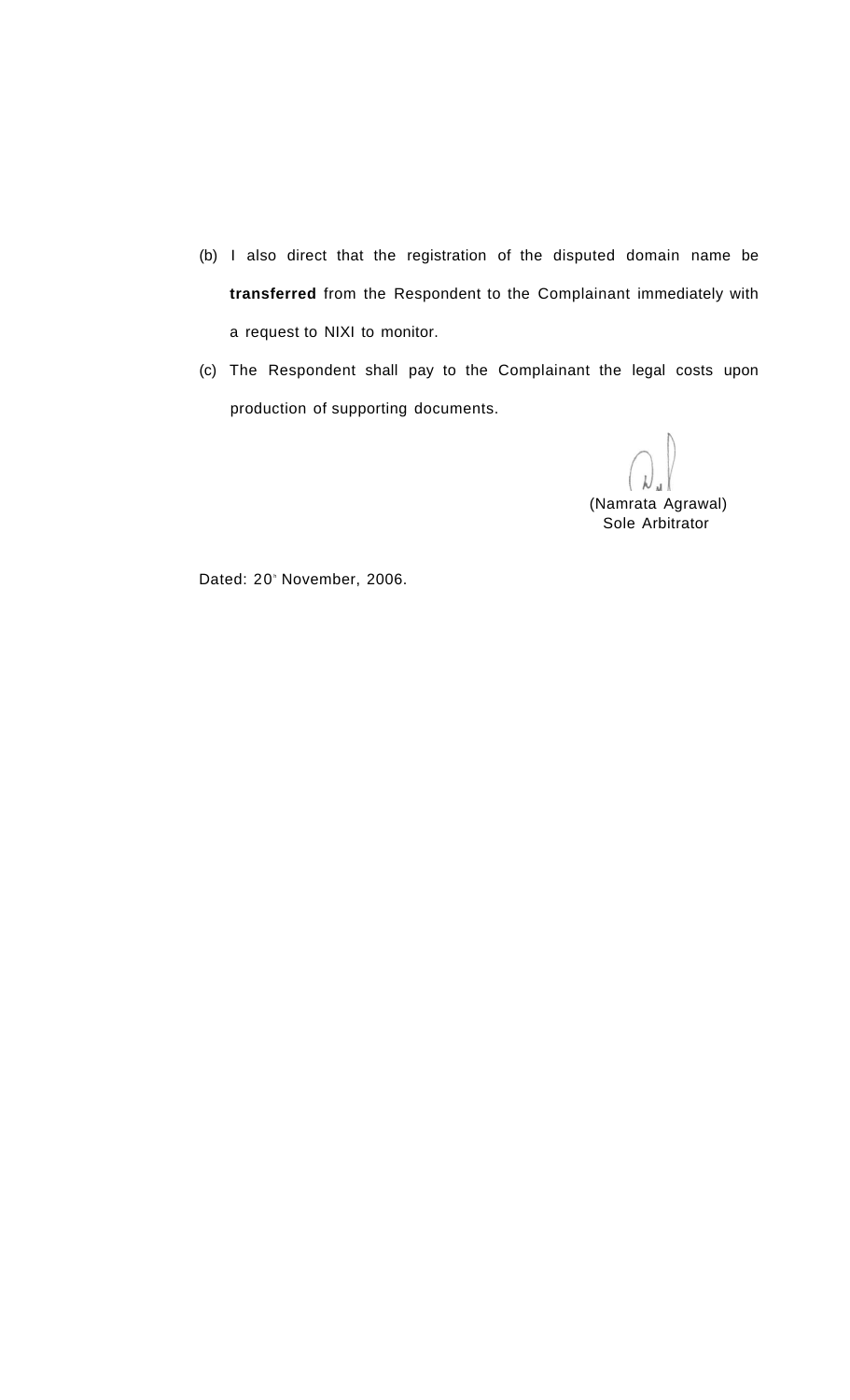(b) I also direct that the registration of the disputed domain name be **transferred** from the Respondent to the Complainant immediately with a request to NIXI to monitor.

(c) The Respondent shall pay to the Complainant the legal costs upon production of supporting documents.

(Namrata Agrawal)
Sole Arbitrator

Dated: 20° November, 2006.